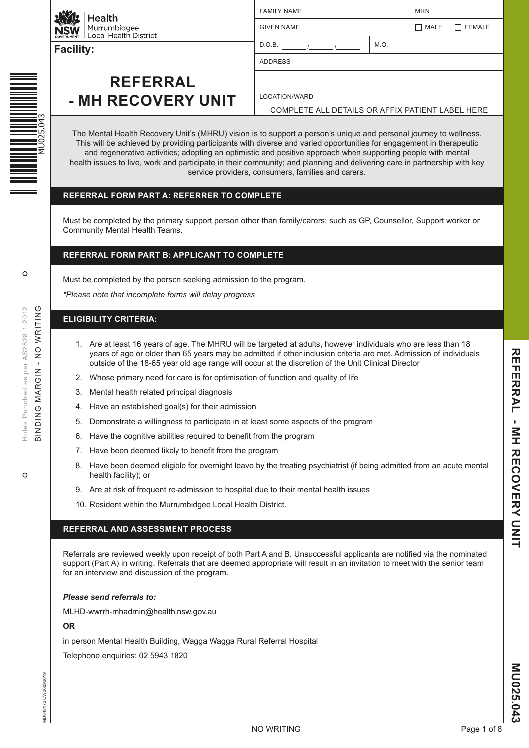Health
Murrumbidgee
Local Health District

**Facility:**

# REFERRAL - MH RECOVERY UNIT

| FAMILY NAME | | MRN |
|---|---|---|
| GIVEN NAME | | ☐ MALE ☐ FEMALE |
| D.O.B. _______ /_______ /_______ | M.O. | |
| ADDRESS | | |
| | | |
| LOCATION/WARD | | |

COMPLETE ALL DETAILS OR AFFIX PATIENT LABEL HERE

The Mental Health Recovery Unit's (MHRU) vision is to support a person's unique and personal journey to wellness. This will be achieved by providing participants with diverse and varied opportunities for engagement in therapeutic and regenerative activities; adopting an optimistic and positive approach when supporting people with mental health issues to live, work and participate in their community; and planning and delivering care in partnership with key service providers, consumers, families and carers.

## REFERRAL FORM PART A: REFERRER TO COMPLETE

Must be completed by the primary support person other than family/carers; such as GP, Counsellor, Support worker or Community Mental Health Teams.

## REFERRAL FORM PART B: APPLICANT TO COMPLETE

Must be completed by the person seeking admission to the program.

*\*Please note that incomplete forms will delay progress*

## ELIGIBILITY CRITERIA:

1. Are at least 16 years of age. The MHRU will be targeted at adults, however individuals who are less than 18 years of age or older than 65 years may be admitted if other inclusion criteria are met. Admission of individuals outside of the 18-65 year old age range will occur at the discretion of the Unit Clinical Director
2. Whose primary need for care is for optimisation of function and quality of life
3. Mental health related principal diagnosis
4. Have an established goal(s) for their admission
5. Demonstrate a willingness to participate in at least some aspects of the program
6. Have the cognitive abilities required to benefit from the program
7. Have been deemed likely to benefit from the program
8. Have been deemed eligible for overnight leave by the treating psychiatrist (if being admitted from an acute mental health facility); or
9. Are at risk of frequent re-admission to hospital due to their mental health issues
10. Resident within the Murrumbidgee Local Health District.

## REFERRAL AND ASSESSMENT PROCESS

Referrals are reviewed weekly upon receipt of both Part A and B. Unsuccessful applicants are notified via the nominated support (Part A) in writing. Referrals that are deemed appropriate will result in an invitation to meet with the senior team for an interview and discussion of the program.

***Please send referrals to:***

MLHD-wwrrh-mhadmin@health.nsw.gov.au

**OR**

in person Mental Health Building, Wagga Wagga Rural Referral Hospital

Telephone enquiries: 02 5943 1820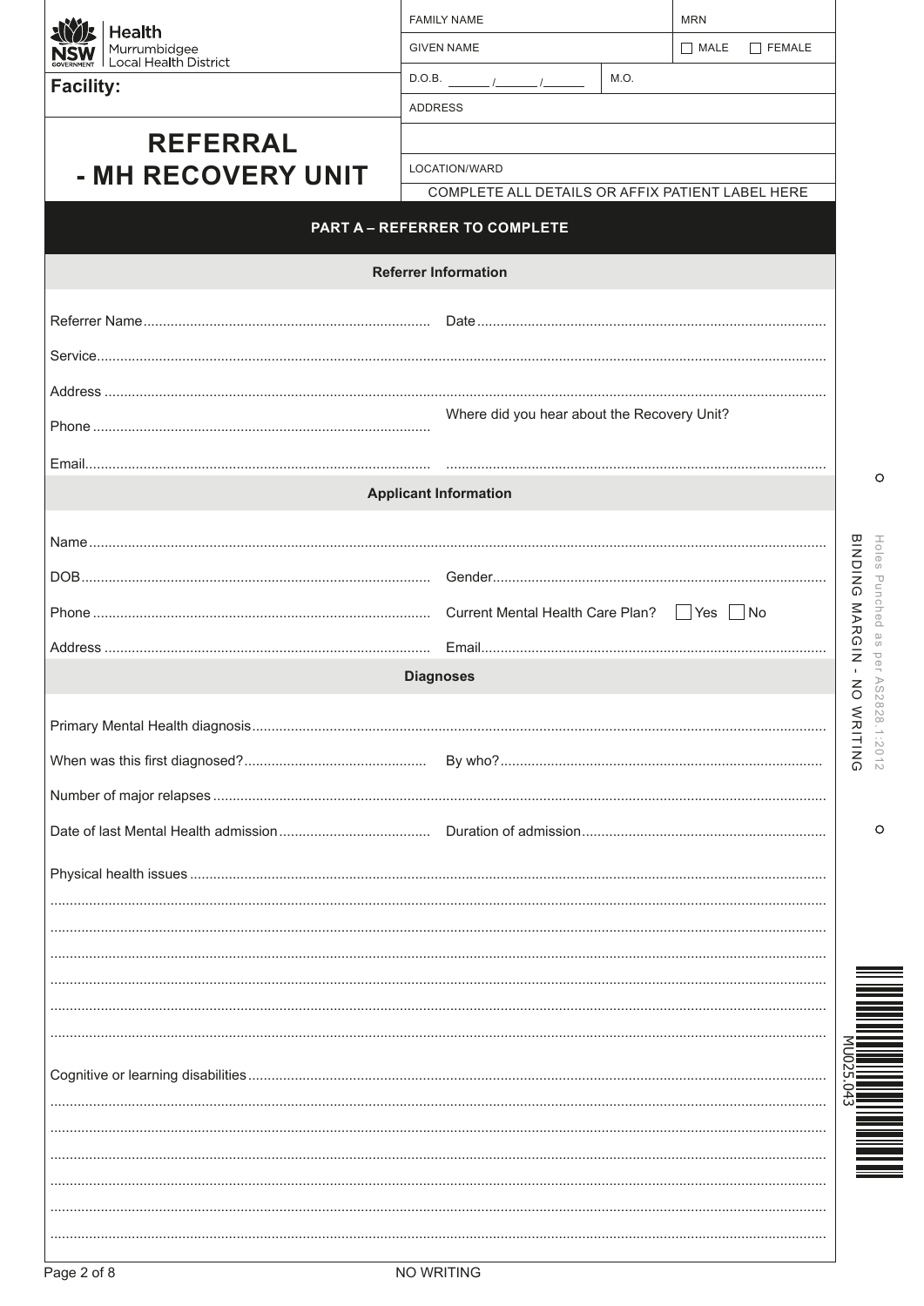Health
Murrumbidgee
Local Health District

**Facility:**

# REFERRAL - MH RECOVERY UNIT

| FAMILY NAME | | MRN |
|---|---|---|
| GIVEN NAME | | ☐ MALE ☐ FEMALE |
| D.O.B. _______ /_______ /_______ | M.O. | |
| ADDRESS | | |
| | | |
| LOCATION/WARD | | |

COMPLETE ALL DETAILS OR AFFIX PATIENT LABEL HERE

## PART A – REFERRER TO COMPLETE

### Referrer Information

Referrer Name........................................................................ Date........................................................................................

Service........................................................................................................................................................................................

Address ........................................................................................................................................................................................

Phone ........................................................................................ Where did you hear about the Recovery Unit?

Email.......................................................................................... ........................................................................................

### Applicant Information

Name..........................................................................................................................................................................................

DOB............................................................................................ Gender.....................................................................................

Phone ........................................................................................ Current Mental Health Care Plan? ☐ Yes ☐ No

Address ...................................................................................... Email........................................................................................

### Diagnoses

Primary Mental Health diagnosis..................................................................................................................................................

When was this first diagnosed?............................................... By who?..................................................................................

Number of major relapses ...........................................................................................................................................................

Date of last Mental Health admission....................................... Duration of admission..............................................................

Physical health issues ..................................................................................................................................................................

..........................................................................................................................................................................................................

..........................................................................................................................................................................................................

..........................................................................................................................................................................................................

..........................................................................................................................................................................................................

..........................................................................................................................................................................................................

..........................................................................................................................................................................................................

Cognitive or learning disabilities.................................................................................................................................................

..........................................................................................................................................................................................................

..........................................................................................................................................................................................................

..........................................................................................................................................................................................................

..........................................................................................................................................................................................................

..........................................................................................................................................................................................................

..........................................................................................................................................................................................................

Holes Punched as per AS2828.1:2012
BINDING MARGIN - NO WRITING

MU025.043

NO WRITING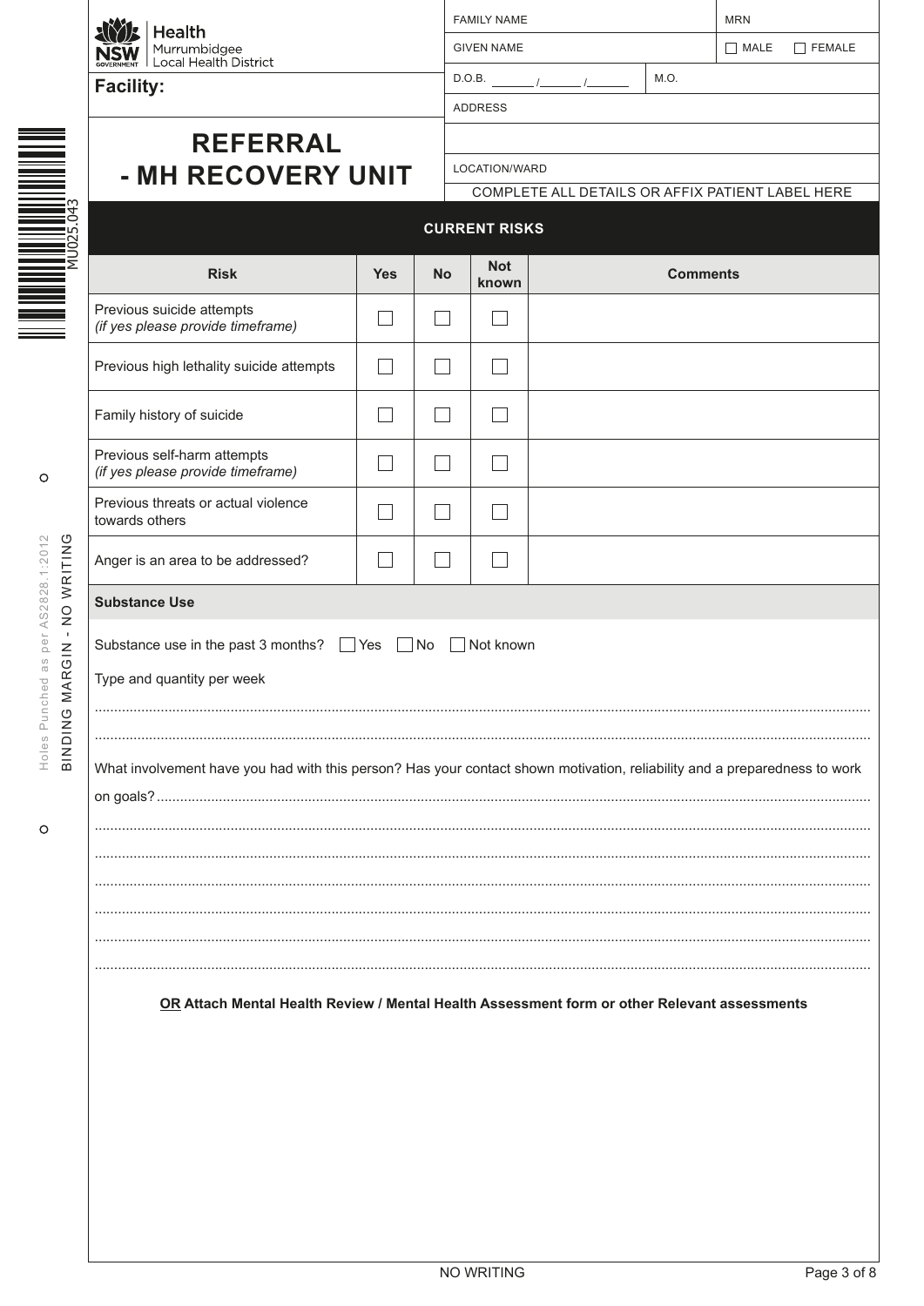Health
Murrumbidgee
Local Health District

**Facility:**

# REFERRAL - MH RECOVERY UNIT

| FAMILY NAME | | MRN |
|---|---|---|
| GIVEN NAME | | ☐ MALE ☐ FEMALE |
| D.O.B. _____ /_____ /_____ | M.O. | |
| ADDRESS | | |
| | | |
| LOCATION/WARD | | |

COMPLETE ALL DETAILS OR AFFIX PATIENT LABEL HERE

## CURRENT RISKS

| Risk | Yes | No | Not known | Comments |
|---|---|---|---|---|
| Previous suicide attempts *(if yes please provide timeframe)* | ☐ | ☐ | ☐ | |
| Previous high lethality suicide attempts | ☐ | ☐ | ☐ | |
| Family history of suicide | ☐ | ☐ | ☐ | |
| Previous self-harm attempts *(if yes please provide timeframe)* | ☐ | ☐ | ☐ | |
| Previous threats or actual violence towards others | ☐ | ☐ | ☐ | |
| Anger is an area to be addressed? | ☐ | ☐ | ☐ | |

**Substance Use**

Substance use in the past 3 months? ☐ Yes ☐ No ☐ Not known

Type and quantity per week

.......................................................................................................................................................

.......................................................................................................................................................

What involvement have you had with this person? Has your contact shown motivation, reliability and a preparedness to work on goals?.......................................................................................................................................

.......................................................................................................................................................

.......................................................................................................................................................

.......................................................................................................................................................

.......................................................................................................................................................

.......................................................................................................................................................

.......................................................................................................................................................

**OR Attach Mental Health Review / Mental Health Assessment form or other Relevant assessments**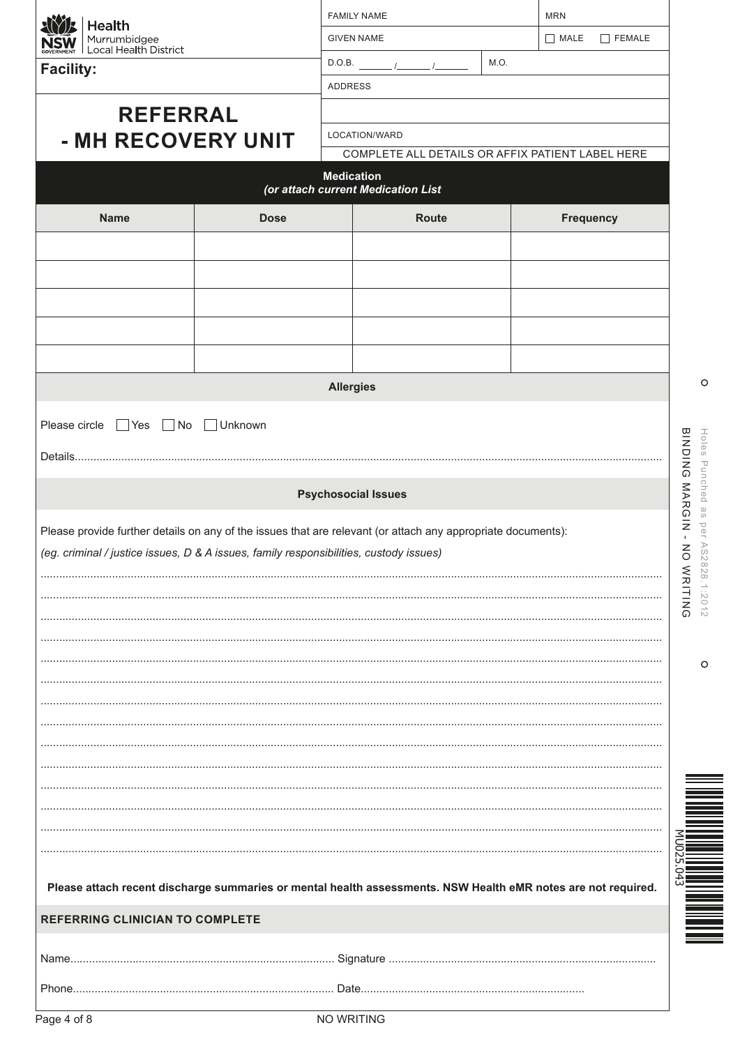Health
Murrumbidgee
Local Health District

**Facility:**

# REFERRAL - MH RECOVERY UNIT

| FAMILY NAME | | MRN |
|---|---|---|
| GIVEN NAME | | ☐ MALE ☐ FEMALE |
| D.O.B. _____ /_____ /_____ | M.O. | |
| ADDRESS | | |
| | | |
| LOCATION/WARD | | |

COMPLETE ALL DETAILS OR AFFIX PATIENT LABEL HERE

## Medication
*(or attach current Medication List)*

| Name | Dose | Route | Frequency |
|---|---|---|---|
| | | | |
| | | | |
| | | | |
| | | | |
| | | | |

## Allergies

Please circle ☐ Yes ☐ No ☐ Unknown

Details...........................................................................................................................................................................

## Psychosocial Issues

Please provide further details on any of the issues that are relevant (or attach any appropriate documents):
*(eg. criminal / justice issues, D & A issues, family responsibilities, custody issues)*

...........................................................................................................................................................................

...........................................................................................................................................................................

...........................................................................................................................................................................

...........................................................................................................................................................................

...........................................................................................................................................................................

...........................................................................................................................................................................

...........................................................................................................................................................................

...........................................................................................................................................................................

...........................................................................................................................................................................

...........................................................................................................................................................................

...........................................................................................................................................................................

...........................................................................................................................................................................

...........................................................................................................................................................................

...........................................................................................................................................................................

**Please attach recent discharge summaries or mental health assessments. NSW Health eMR notes are not required.**

## REFERRING CLINICIAN TO COMPLETE

Name..................................................................................... Signature .....................................................................................

Phone.................................................................................... Date.......................................................................

Holes Punched as per AS2828.1:2012

BINDING MARGIN - NO WRITING

MU025.043

NO WRITING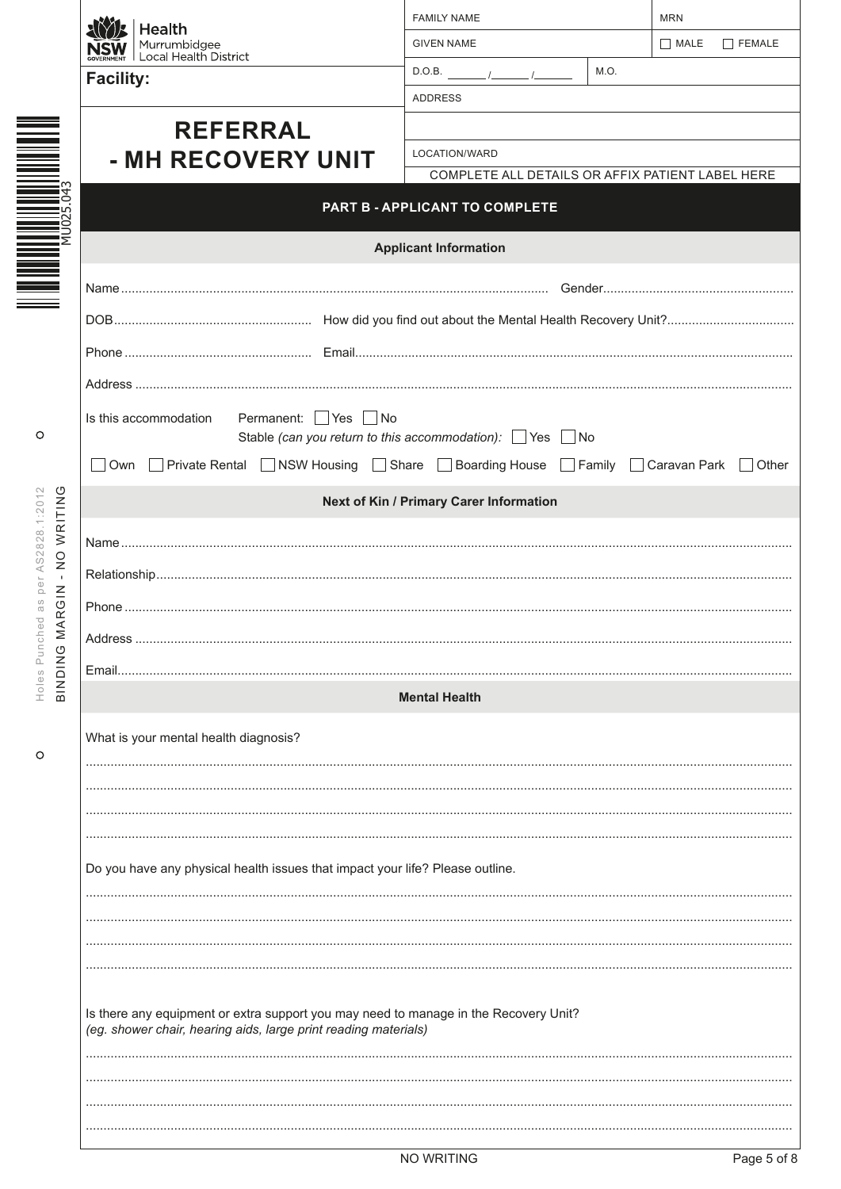Health
Murrumbidgee
Local Health District

**Facility:**

# REFERRAL - MH RECOVERY UNIT

| FAMILY NAME | | MRN |
|---|---|---|
| GIVEN NAME | | ☐ MALE ☐ FEMALE |
| D.O.B. _______ /_______ /_______ | M.O. | |
| ADDRESS | | |
| | | |
| LOCATION/WARD | | |

COMPLETE ALL DETAILS OR AFFIX PATIENT LABEL HERE

MU025.043

Holes Punched as per AS2828.1:2012

BINDING MARGIN - NO WRITING

## PART B - APPLICANT TO COMPLETE

### Applicant Information

Name........................................................................................................................ Gender......................................................

DOB........................................................ How did you find out about the Mental Health Recovery Unit?...................................

Phone .................................................... Email...........................................................................................................

Address ..........................................................................................................................................................................

Is this accommodation Permanent: ☐ Yes ☐ No
Stable *(can you return to this accommodation)*: ☐ Yes ☐ No

☐ Own ☐ Private Rental ☐ NSW Housing ☐ Share ☐ Boarding House ☐ Family ☐ Caravan Park ☐ Other

### Next of Kin / Primary Carer Information

Name..............................................................................................................................................................................

Relationship...................................................................................................................................................................

Phone ............................................................................................................................................................................

Address ..........................................................................................................................................................................

Email..............................................................................................................................................................................

### Mental Health

What is your mental health diagnosis?

..........................................................................................................................................................................................

..........................................................................................................................................................................................

..........................................................................................................................................................................................

..........................................................................................................................................................................................

Do you have any physical health issues that impact your life? Please outline.

..........................................................................................................................................................................................

..........................................................................................................................................................................................

..........................................................................................................................................................................................

..........................................................................................................................................................................................

Is there any equipment or extra support you may need to manage in the Recovery Unit?
*(eg. shower chair, hearing aids, large print reading materials)*

..........................................................................................................................................................................................

..........................................................................................................................................................................................

..........................................................................................................................................................................................

..........................................................................................................................................................................................

NO WRITING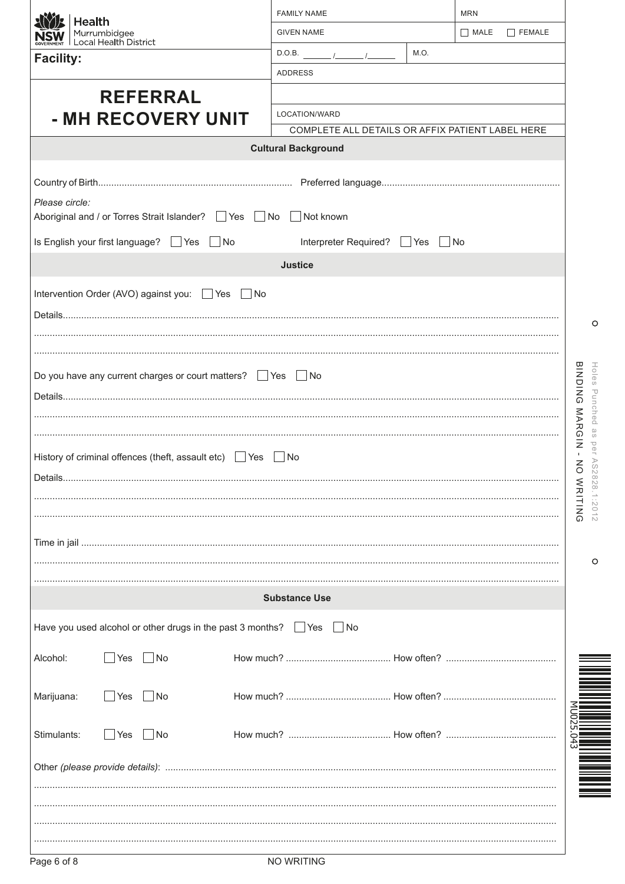Health
Murrumbidgee
Local Health District

**Facility:**

# REFERRAL - MH RECOVERY UNIT

| FAMILY NAME | | MRN |
|---|---|---|
| GIVEN NAME | | ☐ MALE ☐ FEMALE |
| D.O.B. _______ /_______ /_______ | M.O. | |
| ADDRESS | | |
| | | |
| LOCATION/WARD | | |

COMPLETE ALL DETAILS OR AFFIX PATIENT LABEL HERE

## Cultural Background

Country of Birth.......................................................................... Preferred language...................................................................

*Please circle:*

Aboriginal and / or Torres Strait Islander? ☐ Yes ☐ No ☐ Not known

Is English your first language? ☐ Yes ☐ No Interpreter Required? ☐ Yes ☐ No

## Justice

Intervention Order (AVO) against you: ☐ Yes ☐ No

Details..........................................................................................................................................................................

..........................................................................................................................................................................................

..........................................................................................................................................................................................

Do you have any current charges or court matters? ☐ Yes ☐ No

Details..........................................................................................................................................................................

..........................................................................................................................................................................................

..........................................................................................................................................................................................

History of criminal offences (theft, assault etc) ☐ Yes ☐ No

Details..........................................................................................................................................................................

..........................................................................................................................................................................................

..........................................................................................................................................................................................

Time in jail .....................................................................................................................................................................

..........................................................................................................................................................................................

..........................................................................................................................................................................................

## Substance Use

Have you used alcohol or other drugs in the past 3 months? ☐ Yes ☐ No

Alcohol: ☐ Yes ☐ No How much? ........................................ How often? ..........................................

Marijuana: ☐ Yes ☐ No How much? ........................................ How often? ..........................................

Stimulants: ☐ Yes ☐ No How much? ........................................ How often? ..........................................

Other *(please provide details)*: .................................................................................................................................

..........................................................................................................................................................................................

..........................................................................................................................................................................................

..........................................................................................................................................................................................

..........................................................................................................................................................................................

Holes Punched as per AS2828.1:2012

BINDING MARGIN - NO WRITING

MU025.043

NO WRITING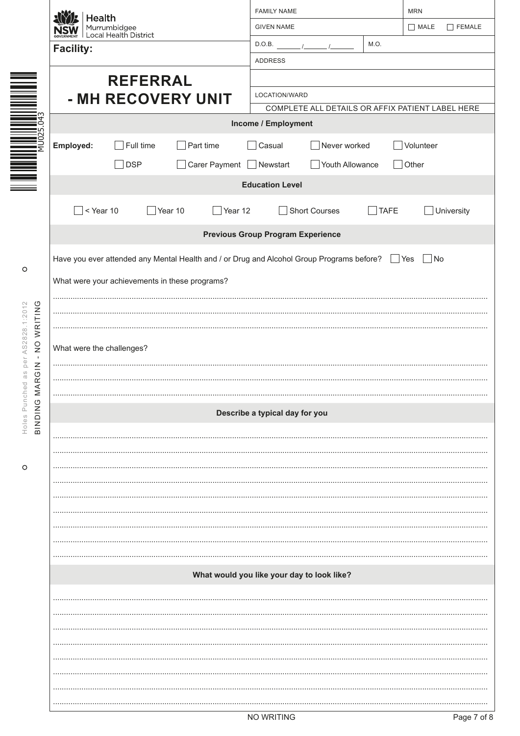| **Health** Murrumbidgee Local Health District | FAMILY NAME | | MRN |
|---|---|---|---|
| | GIVEN NAME | | ☐ MALE ☐ FEMALE |
| **Facility:** | D.O.B. _______ /_______ /_______ | M.O. | |
| | ADDRESS | | |
| **REFERRAL - MH RECOVERY UNIT** | | | |
| | LOCATION/WARD | | |
| | COMPLETE ALL DETAILS OR AFFIX PATIENT LABEL HERE | | |

MU025.043

Holes Punched as per AS2828.1:2012

BINDING MARGIN - NO WRITING

### Income / Employment

**Employed:** ☐ Full time ☐ Part time ☐ Casual ☐ Never worked ☐ Volunteer

☐ DSP ☐ Carer Payment ☐ Newstart ☐ Youth Allowance ☐ Other

### Education Level

☐ < Year 10 ☐ Year 10 ☐ Year 12 ☐ Short Courses ☐ TAFE ☐ University

### Previous Group Program Experience

Have you ever attended any Mental Health and / or Drug and Alcohol Group Programs before? ☐ Yes ☐ No

What were your achievements in these programs?

.................................................................................................................................................................

.................................................................................................................................................................

.................................................................................................................................................................

What were the challenges?

.................................................................................................................................................................

.................................................................................................................................................................

.................................................................................................................................................................

### Describe a typical day for you

.................................................................................................................................................................

.................................................................................................................................................................

.................................................................................................................................................................

.................................................................................................................................................................

.................................................................................................................................................................

.................................................................................................................................................................

.................................................................................................................................................................

.................................................................................................................................................................

.................................................................................................................................................................

### What would you like your day to look like?

.................................................................................................................................................................

.................................................................................................................................................................

.................................................................................................................................................................

.................................................................................................................................................................

.................................................................................................................................................................

.................................................................................................................................................................

.................................................................................................................................................................

.................................................................................................................................................................

NO WRITING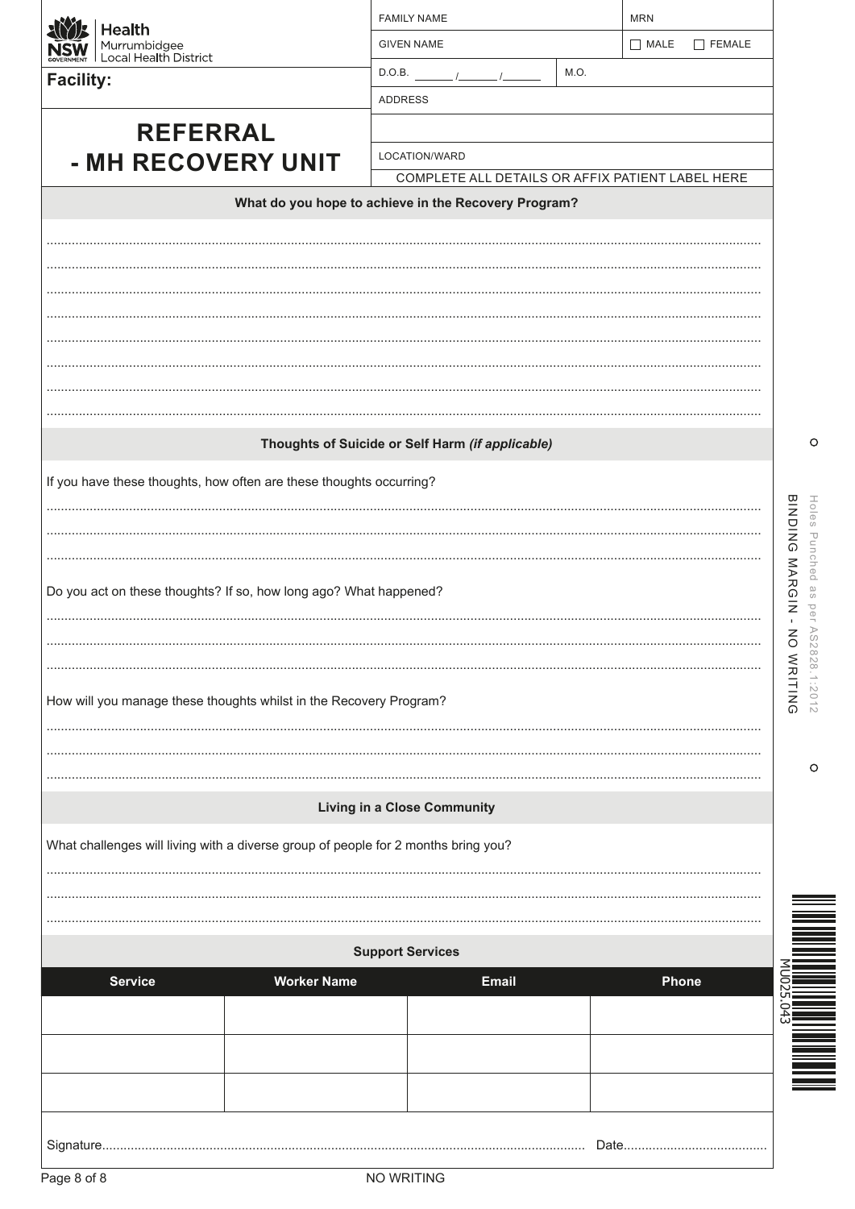Health
Murrumbidgee
Local Health District

**Facility:**

# REFERRAL - MH RECOVERY UNIT

| | | |
|---|---|---|
| FAMILY NAME | | MRN |
| GIVEN NAME | | ☐ MALE ☐ FEMALE |
| D.O.B. _______ /_______ /_______ | M.O. | |
| ADDRESS | | |
| | | |
| LOCATION/WARD | | |

COMPLETE ALL DETAILS OR AFFIX PATIENT LABEL HERE

## What do you hope to achieve in the Recovery Program?

................................................................................................................................................................................................

................................................................................................................................................................................................

................................................................................................................................................................................................

................................................................................................................................................................................................

................................................................................................................................................................................................

................................................................................................................................................................................................

................................................................................................................................................................................................

................................................................................................................................................................................................

## Thoughts of Suicide or Self Harm *(if applicable)*

If you have these thoughts, how often are these thoughts occurring?

................................................................................................................................................................................................

................................................................................................................................................................................................

................................................................................................................................................................................................

Do you act on these thoughts? If so, how long ago? What happened?

................................................................................................................................................................................................

................................................................................................................................................................................................

................................................................................................................................................................................................

How will you manage these thoughts whilst in the Recovery Program?

................................................................................................................................................................................................

................................................................................................................................................................................................

................................................................................................................................................................................................

## Living in a Close Community

What challenges will living with a diverse group of people for 2 months bring you?

................................................................................................................................................................................................

................................................................................................................................................................................................

................................................................................................................................................................................................

## Support Services

| Service | Worker Name | Email | Phone |
|---|---|---|---|
| | | | |
| | | | |
| | | | |

Signature.................................................................................................................................... Date........................................

BINDING MARGIN - NO WRITING

Holes Punched as per AS2828.1:2012

MU025.043

NO WRITING